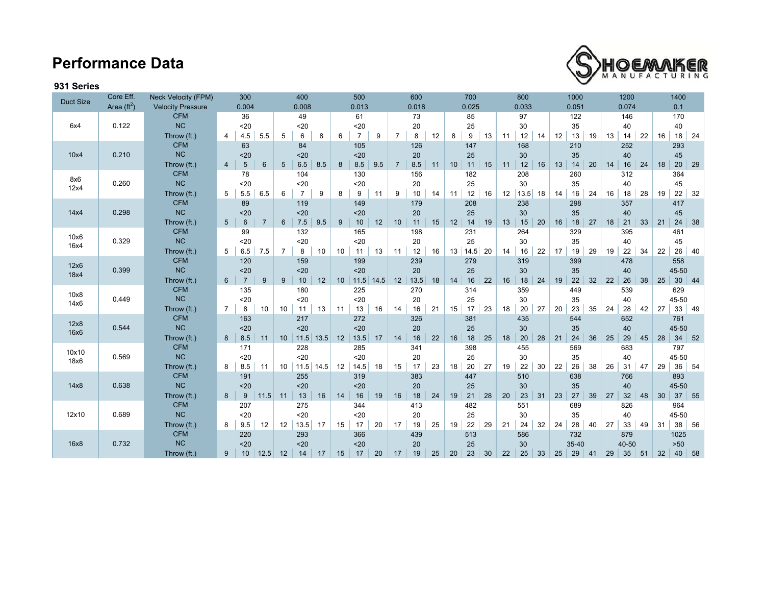# Performance Data

### 931 Series

| Duct Size | Core Eff. Area ($ft^2$) | Neck Velocity (FPM) | | 300 | | | 400 | | | 500 | | | 600 | | | 700 | | | 800 | | | 1000 | | | 1200 | | | 1400 | |
|---|---|---|---|---|---|---|---|---|---|---|---|---|---|---|---|---|---|---|---|---|---|---|---|---|---|---|---|---|---|
| | | Velocity Pressure | | 0.004 | | | 0.008 | | | 0.013 | | | 0.018 | | | 0.025 | | | 0.033 | | | 0.051 | | | 0.074 | | | 0.1 | |
| 6x4 | 0.122 | CFM | | 36 | | | 49 | | | 61 | | | 73 | | | 85 | | | 97 | | | 122 | | | 146 | | | 170 | |
| | | NC | | <20 | | | <20 | | | <20 | | | 20 | | | 25 | | | 30 | | | 35 | | | 40 | | | 40 | |
| | | Throw (ft.) | 4 | 4.5 | 5.5 | 5 | 6 | 8 | 6 | 7 | 9 | 7 | 8 | 12 | 8 | 9 | 13 | 11 | 12 | 14 | 12 | 13 | 19 | 13 | 14 | 22 | 16 | 18 | 24 |
| 10x4 | 0.210 | CFM | | 63 | | | 84 | | | 105 | | | 126 | | | 147 | | | 168 | | | 210 | | | 252 | | | 293 | |
| | | NC | | <20 | | | <20 | | | <20 | | | 20 | | | 25 | | | 30 | | | 35 | | | 40 | | | 45 | |
| | | Throw (ft.) | 4 | 5 | 6 | 5 | 6.5 | 8.5 | 8 | 8.5 | 9.5 | 7 | 8.5 | 11 | 10 | 11 | 15 | 11 | 12 | 16 | 13 | 14 | 20 | 14 | 16 | 24 | 18 | 20 | 29 |
| 8x6<br>12x4 | 0.260 | CFM | | 78 | | | 104 | | | 130 | | | 156 | | | 182 | | | 208 | | | 260 | | | 312 | | | 364 | |
| | | NC | | <20 | | | <20 | | | <20 | | | 20 | | | 25 | | | 30 | | | 35 | | | 40 | | | 45 | |
| | | Throw (ft.) | 5 | 5.5 | 6.5 | 6 | 7 | 9 | 8 | 9 | 11 | 9 | 10 | 14 | 11 | 12 | 16 | 12 | 13.5 | 18 | 14 | 16 | 24 | 16 | 18 | 28 | 19 | 22 | 32 |
| 14x4 | 0.298 | CFM | | 89 | | | 119 | | | 149 | | | 179 | | | 208 | | | 238 | | | 298 | | | 357 | | | 417 | |
| | | NC | | <20 | | | <20 | | | <20 | | | 20 | | | 25 | | | 30 | | | 35 | | | 40 | | | 45 | |
| | | Throw (ft.) | 5 | 6 | 7 | 6 | 7.5 | 9.5 | 9 | 10 | 12 | 10 | 11 | 15 | 12 | 14 | 19 | 13 | 15 | 20 | 16 | 18 | 27 | 18 | 21 | 33 | 21 | 24 | 38 |
| 10x6<br>16x4 | 0.329 | CFM | | 99 | | | 132 | | | 165 | | | 198 | | | 231 | | | 264 | | | 329 | | | 395 | | | 461 | |
| | | NC | | <20 | | | <20 | | | <20 | | | 20 | | | 25 | | | 30 | | | 35 | | | 40 | | | 45 | |
| | | Throw (ft.) | 5 | 6.5 | 7.5 | 7 | 8 | 10 | 10 | 11 | 13 | 11 | 12 | 16 | 13 | 14.5 | 20 | 14 | 16 | 22 | 17 | 19 | 29 | 19 | 22 | 34 | 22 | 26 | 40 |
| 12x6<br>18x4 | 0.399 | CFM | | 120 | | | 159 | | | 199 | | | 239 | | | 279 | | | 319 | | | 399 | | | 478 | | | 558 | |
| | | NC | | <20 | | | <20 | | | <20 | | | 20 | | | 25 | | | 30 | | | 35 | | | 40 | | | 45-50 | |
| | | Throw (ft.) | 6 | 7 | 9 | 9 | 10 | 12 | 10 | 11.5 | 14.5 | 12 | 13.5 | 18 | 14 | 16 | 22 | 16 | 18 | 24 | 19 | 22 | 32 | 22 | 26 | 38 | 25 | 30 | 44 |
| 10x8<br>14x6 | 0.449 | CFM | | 135 | | | 180 | | | 225 | | | 270 | | | 314 | | | 359 | | | 449 | | | 539 | | | 629 | |
| | | NC | | <20 | | | <20 | | | <20 | | | 20 | | | 25 | | | 30 | | | 35 | | | 40 | | | 45-50 | |
| | | Throw (ft.) | 7 | 8 | 10 | 10 | 11 | 13 | 11 | 13 | 16 | 14 | 16 | 21 | 15 | 17 | 23 | 18 | 20 | 27 | 20 | 23 | 35 | 24 | 28 | 42 | 27 | 33 | 49 |
| 12x8<br>16x6 | 0.544 | CFM | | 163 | | | 217 | | | 272 | | | 326 | | | 381 | | | 435 | | | 544 | | | 652 | | | 761 | |
| | | NC | | <20 | | | <20 | | | <20 | | | 20 | | | 25 | | | 30 | | | 35 | | | 40 | | | 45-50 | |
| | | Throw (ft.) | 8 | 8.5 | 11 | 10 | 11.5 | 13.5 | 12 | 13.5 | 17 | 14 | 16 | 22 | 16 | 18 | 25 | 18 | 20 | 28 | 21 | 24 | 36 | 25 | 29 | 45 | 28 | 34 | 52 |
| 10x10<br>18x6 | 0.569 | CFM | | 171 | | | 228 | | | 285 | | | 341 | | | 398 | | | 455 | | | 569 | | | 683 | | | 797 | |
| | | NC | | <20 | | | <20 | | | <20 | | | 20 | | | 25 | | | 30 | | | 35 | | | 40 | | | 45-50 | |
| | | Throw (ft.) | 8 | 8.5 | 11 | 10 | 11.5 | 14.5 | 12 | 14.5 | 18 | 15 | 17 | 23 | 18 | 20 | 27 | 19 | 22 | 30 | 22 | 26 | 38 | 26 | 31 | 47 | 29 | 36 | 54 |
| 14x8 | 0.638 | CFM | | 191 | | | 255 | | | 319 | | | 383 | | | 447 | | | 510 | | | 638 | | | 766 | | | 893 | |
| | | NC | | <20 | | | <20 | | | <20 | | | 20 | | | 25 | | | 30 | | | 35 | | | 40 | | | 45-50 | |
| | | Throw (ft.) | 8 | 9 | 11.5 | 11 | 13 | 16 | 14 | 16 | 19 | 16 | 18 | 24 | 19 | 21 | 28 | 20 | 23 | 31 | 23 | 27 | 39 | 27 | 32 | 48 | 30 | 37 | 55 |
| 12x10 | 0.689 | CFM | | 207 | | | 275 | | | 344 | | | 413 | | | 482 | | | 551 | | | 689 | | | 826 | | | 964 | |
| | | NC | | <20 | | | <20 | | | <20 | | | 20 | | | 25 | | | 30 | | | 35 | | | 40 | | | 45-50 | |
| | | Throw (ft.) | 8 | 9.5 | 12 | 12 | 13.5 | 17 | 15 | 17 | 20 | 17 | 19 | 25 | 19 | 22 | 29 | 21 | 24 | 32 | 24 | 28 | 40 | 27 | 33 | 49 | 31 | 38 | 56 |
| 16x8 | 0.732 | CFM | | 220 | | | 293 | | | 366 | | | 439 | | | 513 | | | 586 | | | 732 | | | 879 | | | 1025 | |
| | | NC | | <20 | | | <20 | | | <20 | | | 20 | | | 25 | | | 30 | | | 35-40 | | | 40-50 | | | >50 | |
| | | Throw (ft.) | 9 | 10 | 12.5 | 12 | 14 | 17 | 15 | 17 | 20 | 17 | 19 | 25 | 20 | 23 | 30 | 22 | 25 | 33 | 25 | 29 | 41 | 29 | 35 | 51 | 32 | 40 | 58 |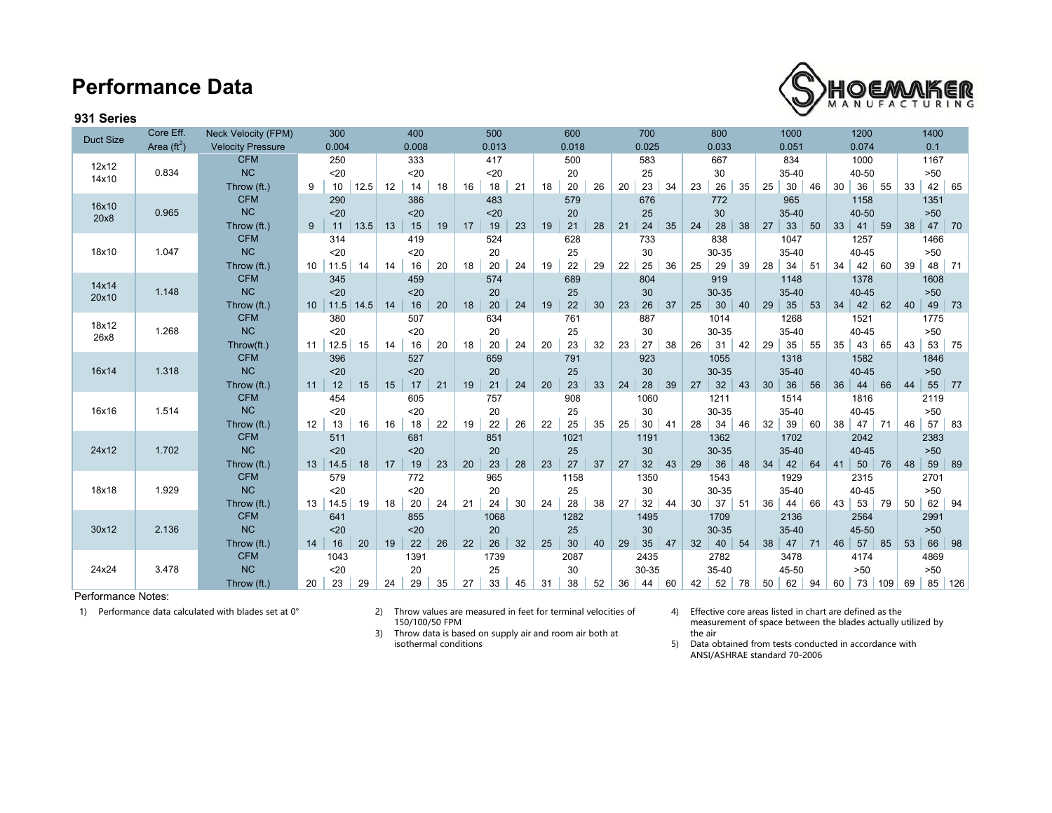# Performance Data

SHOEMAKER MANUFACTURING

### 931 Series

| Duct Size | Core Eff. Area ($ft^2$) | Neck Velocity (FPM) | 300 | | | 400 | | | 500 | | | 600 | | | 700 | | | 800 | | | 1000 | | | 1200 | | | 1400 | | |
|---|---|---|---|---|---|---|---|---|---|---|---|---|---|---|---|---|---|---|---|---|---|---|---|---|---|---|---|---|---|
| | | Velocity Pressure | 0.004 | | | 0.008 | | | 0.013 | | | 0.018 | | | 0.025 | | | 0.033 | | | 0.051 | | | 0.074 | | | 0.1 | | |
| 12x12 14x10 | 0.834 | CFM | 250 | | | 333 | | | 417 | | | 500 | | | 583 | | | 667 | | | 834 | | | 1000 | | | 1167 | | |
| | | NC | <20 | | | <20 | | | <20 | | | 20 | | | 25 | | | 30 | | | 35-40 | | | 40-50 | | | >50 | | |
| | | Throw (ft.) | 9 | 10 | 12.5 | 12 | 14 | 18 | 16 | 18 | 21 | 18 | 20 | 26 | 20 | 23 | 34 | 23 | 26 | 35 | 25 | 30 | 46 | 30 | 36 | 55 | 33 | 42 | 65 |
| 16x10 20x8 | 0.965 | CFM | 290 | | | 386 | | | 483 | | | 579 | | | 676 | | | 772 | | | 965 | | | 1158 | | | 1351 | | |
| | | NC | <20 | | | <20 | | | <20 | | | 20 | | | 25 | | | 30 | | | 35-40 | | | 40-50 | | | >50 | | |
| | | Throw (ft.) | 9 | 11 | 13.5 | 13 | 15 | 19 | 17 | 19 | 23 | 19 | 21 | 28 | 21 | 24 | 35 | 24 | 28 | 38 | 27 | 33 | 50 | 33 | 41 | 59 | 38 | 47 | 70 |
| 18x10 | 1.047 | CFM | 314 | | | 419 | | | 524 | | | 628 | | | 733 | | | 838 | | | 1047 | | | 1257 | | | 1466 | | |
| | | NC | <20 | | | <20 | | | 20 | | | 25 | | | 30 | | | 30-35 | | | 35-40 | | | 40-45 | | | >50 | | |
| | | Throw (ft.) | 10 | 11.5 | 14 | 14 | 16 | 20 | 18 | 20 | 24 | 19 | 22 | 29 | 22 | 25 | 36 | 25 | 29 | 39 | 28 | 34 | 51 | 34 | 42 | 60 | 39 | 48 | 71 |
| 14x14 20x10 | 1.148 | CFM | 345 | | | 459 | | | 574 | | | 689 | | | 804 | | | 919 | | | 1148 | | | 1378 | | | 1608 | | |
| | | NC | <20 | | | <20 | | | 20 | | | 25 | | | 30 | | | 30-35 | | | 35-40 | | | 40-45 | | | >50 | | |
| | | Throw (ft.) | 10 | 11.5 | 14.5 | 14 | 16 | 20 | 18 | 20 | 24 | 19 | 22 | 30 | 23 | 26 | 37 | 25 | 30 | 40 | 29 | 35 | 53 | 34 | 42 | 62 | 40 | 49 | 73 |
| 18x12 26x8 | 1.268 | CFM | 380 | | | 507 | | | 634 | | | 761 | | | 887 | | | 1014 | | | 1268 | | | 1521 | | | 1775 | | |
| | | NC | <20 | | | <20 | | | 20 | | | 25 | | | 30 | | | 30-35 | | | 35-40 | | | 40-45 | | | >50 | | |
| | | Throw(ft.) | 11 | 12.5 | 15 | 14 | 16 | 20 | 18 | 20 | 24 | 20 | 23 | 32 | 23 | 27 | 38 | 26 | 31 | 42 | 29 | 35 | 55 | 35 | 43 | 65 | 43 | 53 | 75 |
| 16x14 | 1.318 | CFM | 396 | | | 527 | | | 659 | | | 791 | | | 923 | | | 1055 | | | 1318 | | | 1582 | | | 1846 | | |
| | | NC | <20 | | | <20 | | | 20 | | | 25 | | | 30 | | | 30-35 | | | 35-40 | | | 40-45 | | | >50 | | |
| | | Throw (ft.) | 11 | 12 | 15 | 15 | 17 | 21 | 19 | 21 | 24 | 20 | 23 | 33 | 24 | 28 | 39 | 27 | 32 | 43 | 30 | 36 | 56 | 36 | 44 | 66 | 44 | 55 | 77 |
| 16x16 | 1.514 | CFM | 454 | | | 605 | | | 757 | | | 908 | | | 1060 | | | 1211 | | | 1514 | | | 1816 | | | 2119 | | |
| | | NC | <20 | | | <20 | | | 20 | | | 25 | | | 30 | | | 30-35 | | | 35-40 | | | 40-45 | | | >50 | | |
| | | Throw (ft.) | 12 | 13 | 16 | 16 | 18 | 22 | 19 | 22 | 26 | 22 | 25 | 35 | 25 | 30 | 41 | 28 | 34 | 46 | 32 | 39 | 60 | 38 | 47 | 71 | 46 | 57 | 83 |
| 24x12 | 1.702 | CFM | 511 | | | 681 | | | 851 | | | 1021 | | | 1191 | | | 1362 | | | 1702 | | | 2042 | | | 2383 | | |
| | | NC | <20 | | | <20 | | | 20 | | | 25 | | | 30 | | | 30-35 | | | 35-40 | | | 40-45 | | | >50 | | |
| | | Throw (ft.) | 13 | 14.5 | 18 | 17 | 19 | 23 | 20 | 23 | 28 | 23 | 27 | 37 | 27 | 32 | 43 | 29 | 36 | 48 | 34 | 42 | 64 | 41 | 50 | 76 | 48 | 59 | 89 |
| 18x18 | 1.929 | CFM | 579 | | | 772 | | | 965 | | | 1158 | | | 1350 | | | 1543 | | | 1929 | | | 2315 | | | 2701 | | |
| | | NC | <20 | | | <20 | | | 20 | | | 25 | | | 30 | | | 30-35 | | | 35-40 | | | 40-45 | | | >50 | | |
| | | Throw (ft.) | 13 | 14.5 | 19 | 18 | 20 | 24 | 21 | 24 | 30 | 24 | 28 | 38 | 27 | 32 | 44 | 30 | 37 | 51 | 36 | 44 | 66 | 43 | 53 | 79 | 50 | 62 | 94 |
| 30x12 | 2.136 | CFM | 641 | | | 855 | | | 1068 | | | 1282 | | | 1495 | | | 1709 | | | 2136 | | | 2564 | | | 2991 | | |
| | | NC | <20 | | | <20 | | | 20 | | | 25 | | | 30 | | | 30-35 | | | 35-40 | | | 45-50 | | | >50 | | |
| | | Throw (ft.) | 14 | 16 | 20 | 19 | 22 | 26 | 22 | 26 | 32 | 25 | 30 | 40 | 29 | 35 | 47 | 32 | 40 | 54 | 38 | 47 | 71 | 46 | 57 | 85 | 53 | 66 | 98 |
| 24x24 | 3.478 | CFM | 1043 | | | 1391 | | | 1739 | | | 2087 | | | 2435 | | | 2782 | | | 3478 | | | 4174 | | | 4869 | | |
| | | NC | <20 | | | 20 | | | 25 | | | 30 | | | 30-35 | | | 35-40 | | | 45-50 | | | >50 | | | >50 | | |
| | | Throw (ft.) | 20 | 23 | 29 | 24 | 29 | 35 | 27 | 33 | 45 | 31 | 38 | 52 | 36 | 44 | 60 | 42 | 52 | 78 | 50 | 62 | 94 | 60 | 73 | 109 | 69 | 85 | 126 |

Performance Notes:

1) Performance data calculated with blades set at 0°
2) Throw values are measured in feet for terminal velocities of 150/100/50 FPM
3) Throw data is based on supply air and room air both at isothermal conditions
4) Effective core areas listed in chart are defined as the measurement of space between the blades actually utilized by the air
5) Data obtained from tests conducted in accordance with ANSI/ASHRAE standard 70-2006